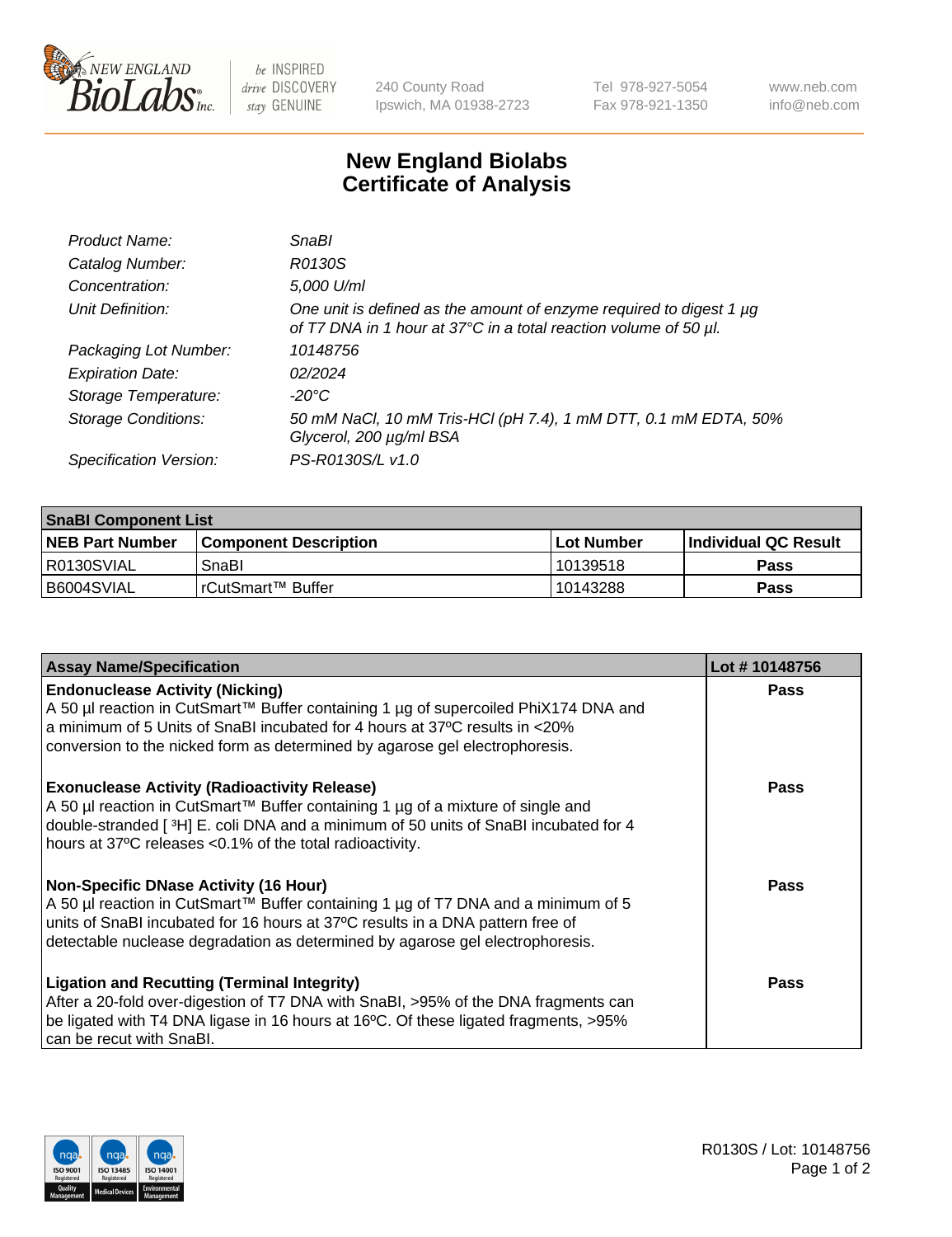240 County Road
Ipswich, MA 01938-2723

Tel 978-927-5054
Fax 978-921-1350

www.neb.com
info@neb.com

# New England Biolabs Certificate of Analysis

| | |
|---|---|
| *Product Name:* | *SnaBI* |
| *Catalog Number:* | *R0130S* |
| *Concentration:* | *5,000 U/ml* |
| *Unit Definition:* | *One unit is defined as the amount of enzyme required to digest 1 µg of T7 DNA in 1 hour at 37°C in a total reaction volume of 50 µl.* |
| *Packaging Lot Number:* | *10148756* |
| *Expiration Date:* | *02/2024* |
| *Storage Temperature:* | *-20°C* |
| *Storage Conditions:* | *50 mM NaCl, 10 mM Tris-HCl (pH 7.4), 1 mM DTT, 0.1 mM EDTA, 50% Glycerol, 200 µg/ml BSA* |
| *Specification Version:* | *PS-R0130S/L v1.0* |

| **SnaBI Component List** | | | |
|---|---|---|---|
| **NEB Part Number** | **Component Description** | **Lot Number** | **Individual QC Result** |
| R0130SVIAL | SnaBI | 10139518 | **Pass** |
| B6004SVIAL | rCutSmart™ Buffer | 10143288 | **Pass** |

| **Assay Name/Specification** | **Lot # 10148756** |
|---|---|
| **Endonuclease Activity (Nicking)** A 50 µl reaction in CutSmart™ Buffer containing 1 µg of supercoiled PhiX174 DNA and a minimum of 5 Units of SnaBI incubated for 4 hours at 37ºC results in <20% conversion to the nicked form as determined by agarose gel electrophoresis. | **Pass** |
| **Exonuclease Activity (Radioactivity Release)** A 50 µl reaction in CutSmart™ Buffer containing 1 µg of a mixture of single and double-stranded [ $^{3}$H] E. coli DNA and a minimum of 50 units of SnaBI incubated for 4 hours at 37ºC releases <0.1% of the total radioactivity. | **Pass** |
| **Non-Specific DNase Activity (16 Hour)** A 50 µl reaction in CutSmart™ Buffer containing 1 µg of T7 DNA and a minimum of 5 units of SnaBI incubated for 16 hours at 37ºC results in a DNA pattern free of detectable nuclease degradation as determined by agarose gel electrophoresis. | **Pass** |
| **Ligation and Recutting (Terminal Integrity)** After a 20-fold over-digestion of T7 DNA with SnaBI, >95% of the DNA fragments can be ligated with T4 DNA ligase in 16 hours at 16ºC. Of these ligated fragments, >95% can be recut with SnaBI. | **Pass** |

R0130S / Lot: 10148756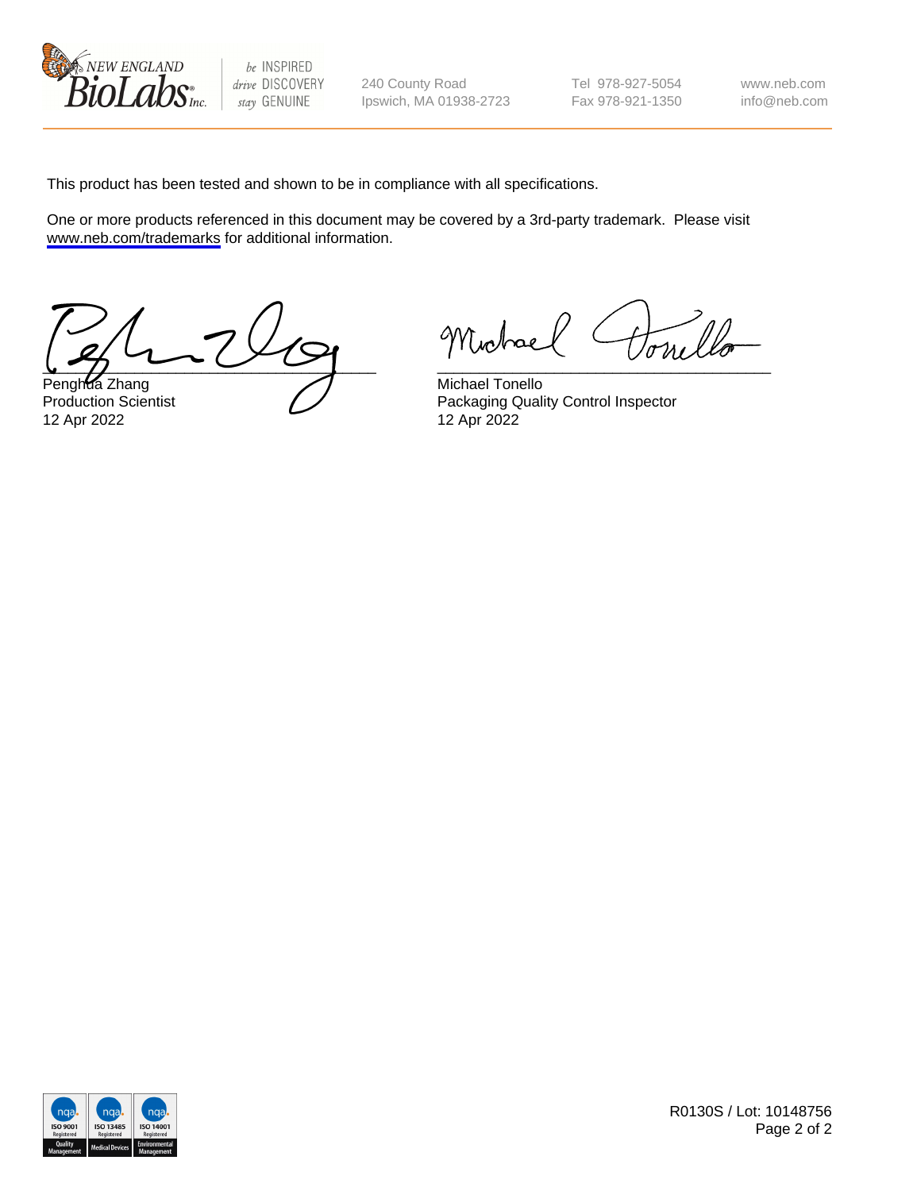This product has been tested and shown to be in compliance with all specifications.

One or more products referenced in this document may be covered by a 3rd-party trademark. Please visit www.neb.com/trademarks for additional information.

Penghua Zhang
Production Scientist
12 Apr 2022

Michael Tonello
Packaging Quality Control Inspector
12 Apr 2022

R0130S / Lot: 10148756